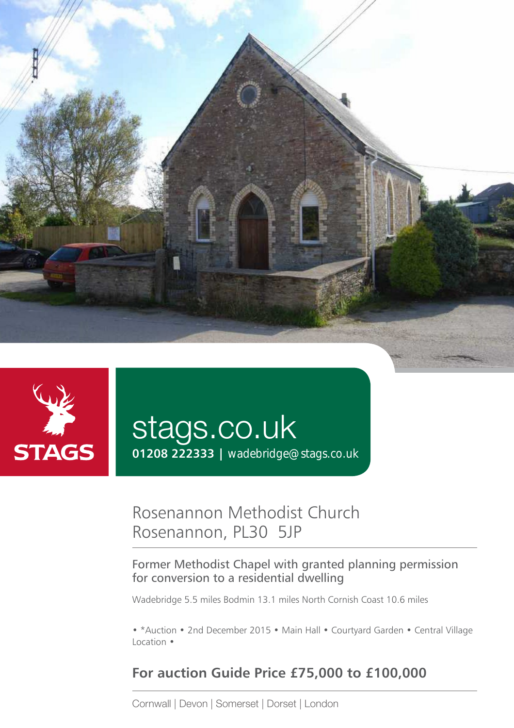STAGS

stags.co.uk

**01208 222333** | wadebridge@stags.co.uk

# Rosenannon Methodist Church
# Rosenannon, PL30 5JP

## Former Methodist Chapel with granted planning permission for conversion to a residential dwelling

Wadebridge 5.5 miles Bodmin 13.1 miles North Cornish Coast 10.6 miles

• *Auction • 2nd December 2015 • Main Hall • Courtyard Garden • Central Village Location •

**For auction Guide Price £75,000 to £100,000**

Cornwall | Devon | Somerset | Dorset | London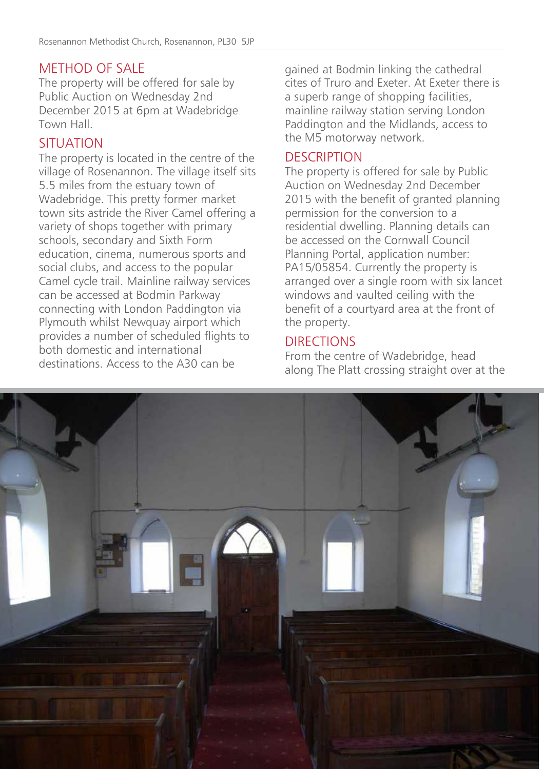## METHOD OF SALE

The property will be offered for sale by Public Auction on Wednesday 2nd December 2015 at 6pm at Wadebridge Town Hall.

## SITUATION

The property is located in the centre of the village of Rosenannon. The village itself sits 5.5 miles from the estuary town of Wadebridge. This pretty former market town sits astride the River Camel offering a variety of shops together with primary schools, secondary and Sixth Form education, cinema, numerous sports and social clubs, and access to the popular Camel cycle trail. Mainline railway services can be accessed at Bodmin Parkway connecting with London Paddington via Plymouth whilst Newquay airport which provides a number of scheduled flights to both domestic and international destinations. Access to the A30 can be gained at Bodmin linking the cathedral cites of Truro and Exeter. At Exeter there is a superb range of shopping facilities, mainline railway station serving London Paddington and the Midlands, access to the M5 motorway network.

## DESCRIPTION

The property is offered for sale by Public Auction on Wednesday 2nd December 2015 with the benefit of granted planning permission for the conversion to a residential dwelling. Planning details can be accessed on the Cornwall Council Planning Portal, application number: PA15/05854. Currently the property is arranged over a single room with six lancet windows and vaulted ceiling with the benefit of a courtyard area at the front of the property.

## DIRECTIONS

From the centre of Wadebridge, head along The Platt crossing straight over at the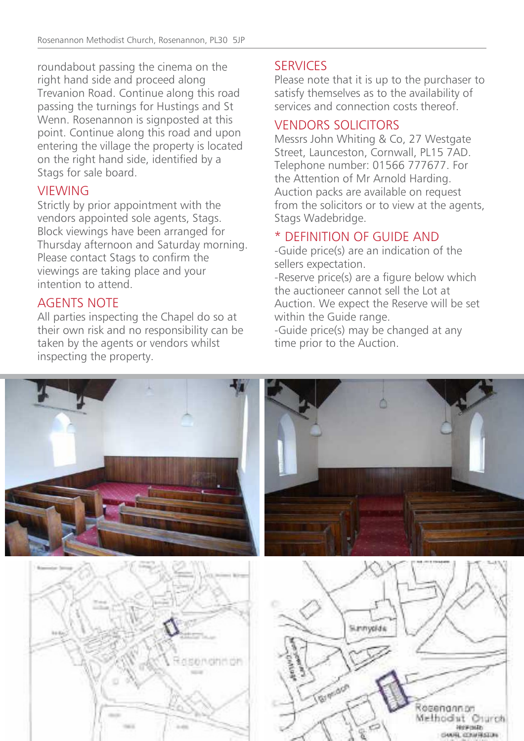roundabout passing the cinema on the right hand side and proceed along Trevanion Road. Continue along this road passing the turnings for Hustings and St Wenn. Rosenannon is signposted at this point. Continue along this road and upon entering the village the property is located on the right hand side, identified by a Stags for sale board.

## VIEWING

Strictly by prior appointment with the vendors appointed sole agents, Stags. Block viewings have been arranged for Thursday afternoon and Saturday morning. Please contact Stags to confirm the viewings are taking place and your intention to attend.

## AGENTS NOTE

All parties inspecting the Chapel do so at their own risk and no responsibility can be taken by the agents or vendors whilst inspecting the property.

## SERVICES

Please note that it is up to the purchaser to satisfy themselves as to the availability of services and connection costs thereof.

## VENDORS SOLICITORS

Messrs John Whiting & Co, 27 Westgate Street, Launceston, Cornwall, PL15 7AD. Telephone number: 01566 777677. For the Attention of Mr Arnold Harding. Auction packs are available on request from the solicitors or to view at the agents, Stags Wadebridge.

## * DEFINITION OF GUIDE AND

-Guide price(s) are an indication of the sellers expectation.
-Reserve price(s) are a figure below which the auctioneer cannot sell the Lot at Auction. We expect the Reserve will be set within the Guide range.
-Guide price(s) may be changed at any time prior to the Auction.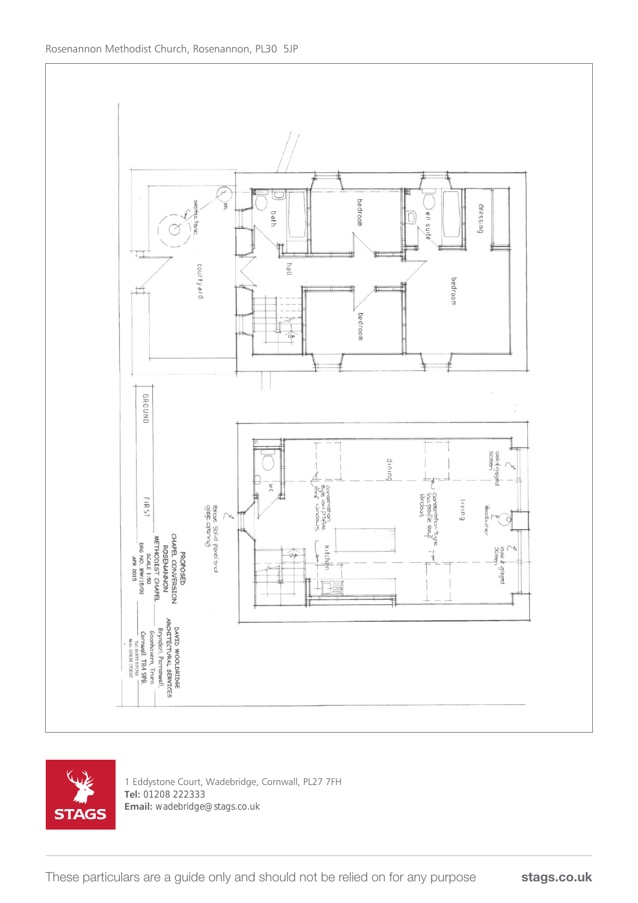Rosenannon Methodist Church, Rosenannon, PL30 5JP

septic tank

courtyard

bath

hall

bedroom

bedroom

en suite

dressing

bedroom

GROUND

FIRST

wc

dining

living

kitchen

oak & glazed screen

woodburner

oak & glazed screen

conservation type low profile roof windows

conservation type low profile roof windows

remove solid panel and glaze opening

PROPOSED CHAPEL CONVERSION ROSENANNON METHODIST CHAPEL

SCALE 1:50

DRG NO. BW/15/02

APR 2015

DAVID WOOLDRIDGE ARCHITECTURAL SERVICES

Bryndon, Perranwell, Goonhavern, Truro, Cornwall, TR4 9PB.

Tel: 01872 571761

Mob: 07838 170032

STAGS

1 Eddystone Court, Wadebridge, Cornwall, PL27 7FH

**Tel:** 01208 222333

**Email:** wadebridge@stags.co.uk

These particulars are a guide only and should not be relied on for any purpose

**stags.co.uk**